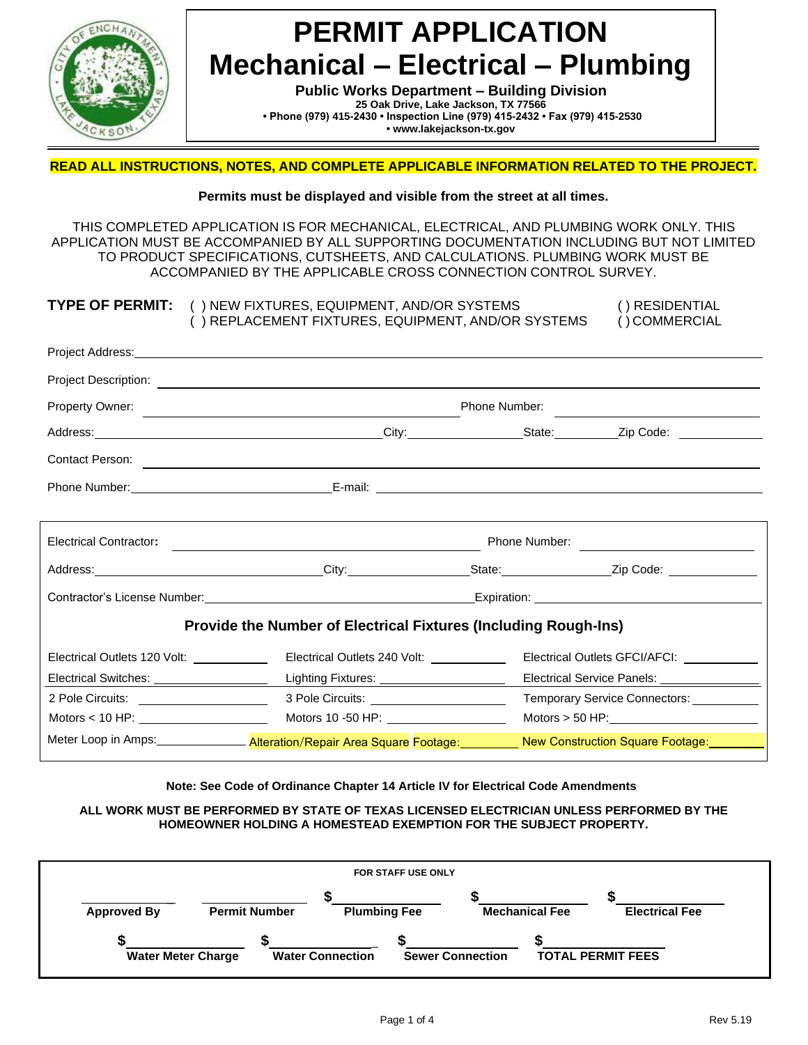# PERMIT APPLICATION
# Mechanical – Electrical – Plumbing

**Public Works Department – Building Division**
**25 Oak Drive, Lake Jackson, TX 77566**
**• Phone (979) 415-2430 • Inspection Line (979) 415-2432 • Fax (979) 415-2530**
**• www.lakejackson-tx.gov**

**READ ALL INSTRUCTIONS, NOTES, AND COMPLETE APPLICABLE INFORMATION RELATED TO THE PROJECT.**

**Permits must be displayed and visible from the street at all times.**

THIS COMPLETED APPLICATION IS FOR MECHANICAL, ELECTRICAL, AND PLUMBING WORK ONLY. THIS APPLICATION MUST BE ACCOMPANIED BY ALL SUPPORTING DOCUMENTATION INCLUDING BUT NOT LIMITED TO PRODUCT SPECIFICATIONS, CUTSHEETS, AND CALCULATIONS. PLUMBING WORK MUST BE ACCOMPANIED BY THE APPLICABLE CROSS CONNECTION CONTROL SURVEY.

**TYPE OF PERMIT:** ( ) NEW FIXTURES, EQUIPMENT, AND/OR SYSTEMS ( ) RESIDENTIAL
( ) REPLACEMENT FIXTURES, EQUIPMENT, AND/OR SYSTEMS ( ) COMMERCIAL

Project Address: ______________________________

Project Description: ______________________________

Property Owner: ______________________ Phone Number: ______________________

Address: ______________________ City: __________ State: __________ Zip Code: __________

Contact Person: ______________________________

Phone Number: ______________________ E-mail: ______________________

---

Electrical Contractor: ______________________ Phone Number: ______________________

Address: ______________________ City: __________ State: __________ Zip Code: __________

Contractor's License Number: ______________________ Expiration: ______________________

### Provide the Number of Electrical Fixtures (Including Rough-Ins)

| | | |
|---|---|---|
| Electrical Outlets 120 Volt: ________ | Electrical Outlets 240 Volt: ________ | Electrical Outlets GFCI/AFCI: ________ |
| Electrical Switches: ________ | Lighting Fixtures: ________ | Electrical Service Panels: ________ |
| 2 Pole Circuits: ________ | 3 Pole Circuits: ________ | Temporary Service Connectors: ________ |
| Motors < 10 HP: ________ | Motors 10 -50 HP: ________ | Motors > 50 HP: ________ |
| Meter Loop in Amps: ________ | Alteration/Repair Area Square Footage: ________ | New Construction Square Footage: ________ |

**Note: See Code of Ordinance Chapter 14 Article IV for Electrical Code Amendments**

**ALL WORK MUST BE PERFORMED BY STATE OF TEXAS LICENSED ELECTRICIAN UNLESS PERFORMED BY THE HOMEOWNER HOLDING A HOMESTEAD EXEMPTION FOR THE SUBJECT PROPERTY.**

---

**FOR STAFF USE ONLY**

| ________ | ________ | $________ | $________ | $________ |
|---|---|---|---|---|
| **Approved By** | **Permit Number** | **Plumbing Fee** | **Mechanical Fee** | **Electrical Fee** |

| $________ | $________ | $________ | $________ |
|---|---|---|---|
| **Water Meter Charge** | **Water Connection** | **Sewer Connection** | **TOTAL PERMIT FEES** |

Rev 5.19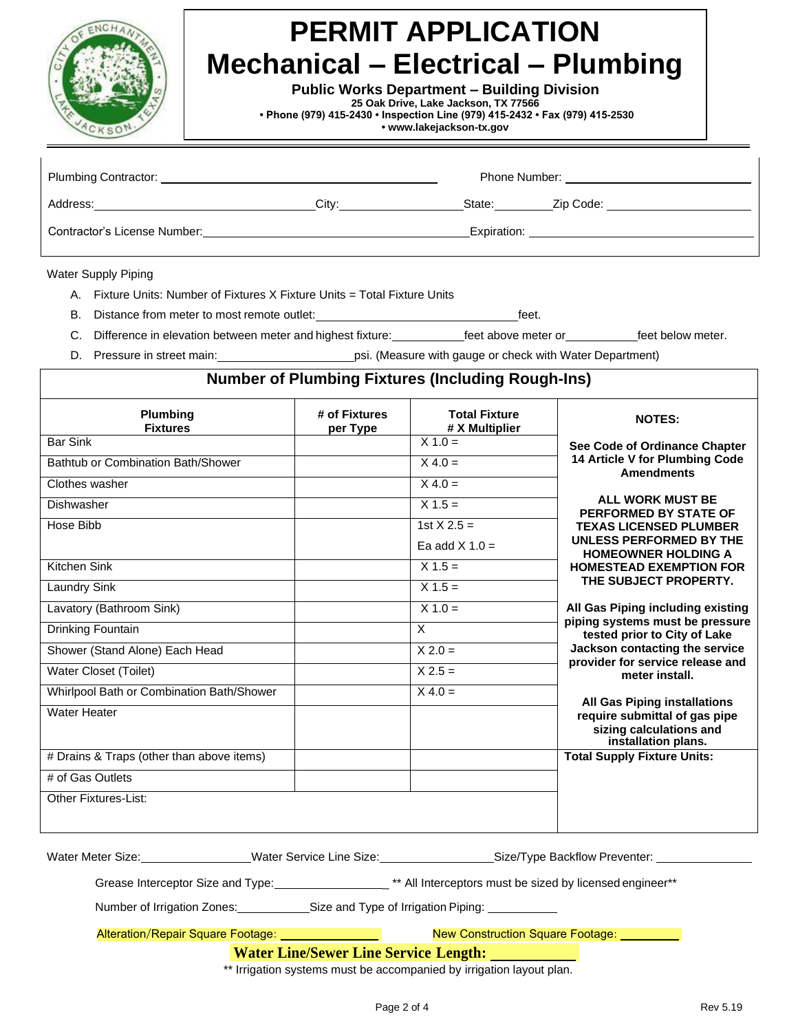# PERMIT APPLICATION
# Mechanical – Electrical – Plumbing

**Public Works Department – Building Division**
**25 Oak Drive, Lake Jackson, TX 77566**
**• Phone (979) 415-2430 • Inspection Line (979) 415-2432 • Fax (979) 415-2530**
**• www.lakejackson-tx.gov**

---

Plumbing Contractor: ______________________ Phone Number: ______________________

Address: ______________________ City: ______________ State: ________ Zip Code: ______________

Contractor's License Number: ______________________ Expiration: ______________________

Water Supply Piping

A. Fixture Units: Number of Fixtures X Fixture Units = Total Fixture Units

B. Distance from meter to most remote outlet: ______________________ feet.

C. Difference in elevation between meter and highest fixture: __________ feet above meter or __________ feet below meter.

D. Pressure in street main: ______________ psi. (Measure with gauge or check with Water Department)

## Number of Plumbing Fixtures (Including Rough-Ins)

| Plumbing Fixtures | # of Fixtures per Type | Total Fixture # X Multiplier |
|---|---|---|
| Bar Sink | | X 1.0 = |
| Bathtub or Combination Bath/Shower | | X 4.0 = |
| Clothes washer | | X 4.0 = |
| Dishwasher | | X 1.5 = |
| Hose Bibb | | 1st X 2.5 =<br>Ea add X 1.0 = |
| Kitchen Sink | | X 1.5 = |
| Laundry Sink | | X 1.5 = |
| Lavatory (Bathroom Sink) | | X 1.0 = |
| Drinking Fountain | | X |
| Shower (Stand Alone) Each Head | | X 2.0 = |
| Water Closet (Toilet) | | X 2.5 = |
| Whirlpool Bath or Combination Bath/Shower | | X 4.0 = |
| Water Heater | | |
| # Drains & Traps (other than above items) | | |
| # of Gas Outlets | | |
| Other Fixtures-List: | | |

**NOTES:**

**See Code of Ordinance Chapter 14 Article V for Plumbing Code Amendments**

**ALL WORK MUST BE PERFORMED BY STATE OF TEXAS LICENSED PLUMBER UNLESS PERFORMED BY THE HOMEOWNER HOLDING A HOMESTEAD EXEMPTION FOR THE SUBJECT PROPERTY.**

**All Gas Piping including existing piping systems must be pressure tested prior to City of Lake Jackson contacting the service provider for service release and meter install.**

**All Gas Piping installations require submittal of gas pipe sizing calculations and installation plans.**

**Total Supply Fixture Units:**

Water Meter Size: ______________ Water Service Line Size: ______________ Size/Type Backflow Preventer: ______________

Grease Interceptor Size and Type: ______________ ** All Interceptors must be sized by licensed engineer**

Number of Irrigation Zones: __________ Size and Type of Irrigation Piping: __________

Alteration/Repair Square Footage: ______________ New Construction Square Footage: __________

**Water Line/Sewer Line Service Length:** __________

** Irrigation systems must be accompanied by irrigation layout plan.

Rev 5.19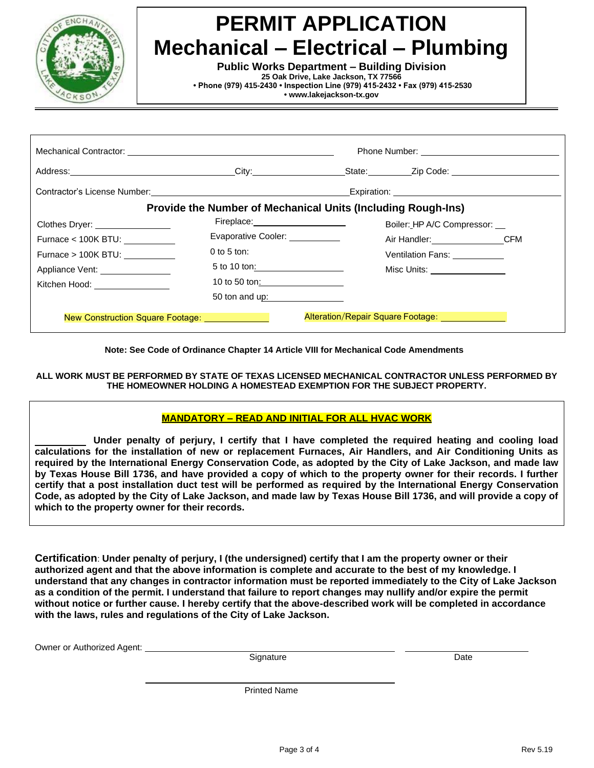# PERMIT APPLICATION
# Mechanical – Electrical – Plumbing

**Public Works Department – Building Division**
**25 Oak Drive, Lake Jackson, TX 77566**
**• Phone (979) 415-2430 • Inspection Line (979) 415-2432 • Fax (979) 415-2530**
**• www.lakejackson-tx.gov**

Mechanical Contractor: ______________________________ Phone Number: ______________________

Address: ______________________ City: ______________ State: ________ Zip Code: ______________

Contractor's License Number: ______________________________ Expiration: ______________________

**Provide the Number of Mechanical Units (Including Rough-Ins)**

| | | |
|---|---|---|
| Clothes Dryer: ____________ | Fireplace: ____________ | Boiler: HP A/C Compressor: ___ |
| Furnace < 100K BTU: ____________ | Evaporative Cooler: ____________ | Air Handler: ____________ CFM |
| Furnace > 100K BTU: ____________ | 0 to 5 ton: | Ventilation Fans: ____________ |
| Appliance Vent: ____________ | 5 to 10 ton: ____________ | Misc Units: ____________ |
| Kitchen Hood: ____________ | 10 to 50 ton: ____________ | |
| | 50 ton and up: ____________ | |

New Construction Square Footage: ____________ Alteration/Repair Square Footage: ____________

**Note: See Code of Ordinance Chapter 14 Article VIII for Mechanical Code Amendments**

**ALL WORK MUST BE PERFORMED BY STATE OF TEXAS LICENSED MECHANICAL CONTRACTOR UNLESS PERFORMED BY THE HOMEOWNER HOLDING A HOMESTEAD EXEMPTION FOR THE SUBJECT PROPERTY.**

**MANDATORY – READ AND INITIAL FOR ALL HVAC WORK**

__________ **Under penalty of perjury, I certify that I have completed the required heating and cooling load calculations for the installation of new or replacement Furnaces, Air Handlers, and Air Conditioning Units as required by the International Energy Conservation Code, as adopted by the City of Lake Jackson, and made law by Texas House Bill 1736, and have provided a copy of which to the property owner for their records. I further certify that a post installation duct test will be performed as required by the International Energy Conservation Code, as adopted by the City of Lake Jackson, and made law by Texas House Bill 1736, and will provide a copy of which to the property owner for their records.**

**Certification**: **Under penalty of perjury, I (the undersigned) certify that I am the property owner or their authorized agent and that the above information is complete and accurate to the best of my knowledge. I understand that any changes in contractor information must be reported immediately to the City of Lake Jackson as a condition of the permit. I understand that failure to report changes may nullify and/or expire the permit without notice or further cause. I hereby certify that the above-described work will be completed in accordance with the laws, rules and regulations of the City of Lake Jackson.**

Owner or Authorized Agent: ______________________________ ______________
Signature Date

______________________________
Printed Name

Rev 5.19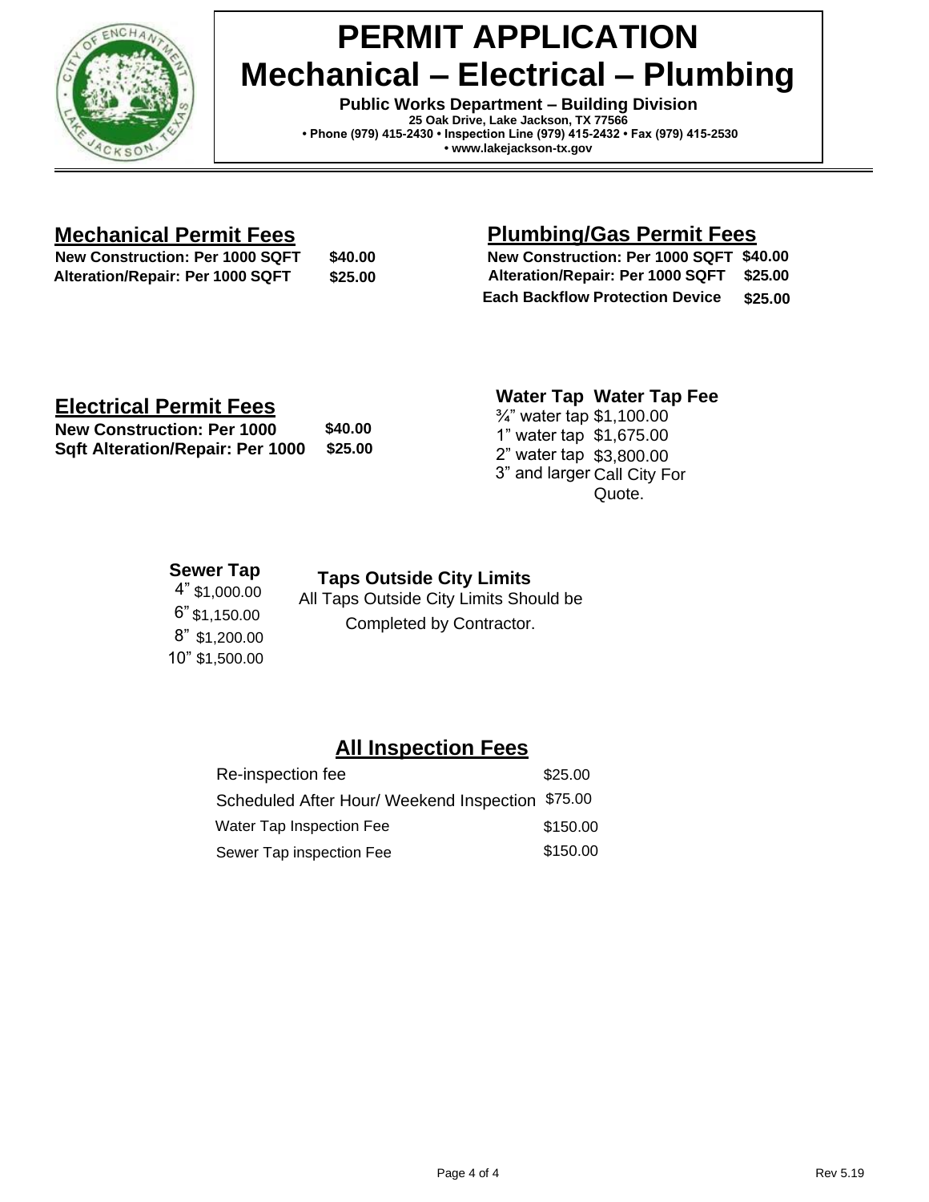# PERMIT APPLICATION
# Mechanical – Electrical – Plumbing

**Public Works Department – Building Division**
**25 Oak Drive, Lake Jackson, TX 77566**
**• Phone (979) 415-2430 • Inspection Line (979) 415-2432 • Fax (979) 415-2530**
**• www.lakejackson-tx.gov**

## Mechanical Permit Fees

| | |
|---|---|
| **New Construction: Per 1000 SQFT** | **$40.00** |
| **Alteration/Repair: Per 1000 SQFT** | **$25.00** |

## Plumbing/Gas Permit Fees

| | |
|---|---|
| **New Construction: Per 1000 SQFT** | **$40.00** |
| **Alteration/Repair: Per 1000 SQFT** | **$25.00** |
| **Each Backflow Protection Device** | **$25.00** |

## Electrical Permit Fees

| | |
|---|---|
| **New Construction: Per 1000 Sqft** | **$40.00** |
| **Alteration/Repair: Per 1000** | **$25.00** |

| Water Tap | Water Tap Fee |
|---|---|
| ¾" water tap | $1,100.00 |
| 1" water tap | $1,675.00 |
| 2" water tap | $3,800.00 |
| 3" and larger | Call City For Quote. |

| Sewer Tap | |
|---|---|
| 4" | $1,000.00 |
| 6" | $1,150.00 |
| 8" | $1,200.00 |
| 10" | $1,500.00 |

**Taps Outside City Limits**

All Taps Outside City Limits Should be Completed by Contractor.

## All Inspection Fees

| | |
|---|---|
| Re-inspection fee | $25.00 |
| Scheduled After Hour/ Weekend Inspection | $75.00 |
| Water Tap Inspection Fee | $150.00 |
| Sewer Tap inspection Fee | $150.00 |

Rev 5.19